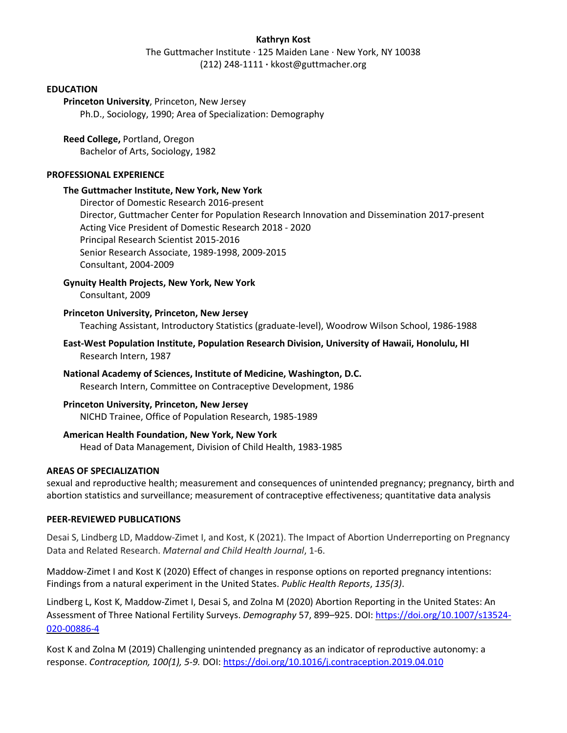# Kathryn Kost

The Guttmacher Institute · 125 Maiden Lane · New York, NY 10038
(212) 248-1111 · kkost@guttmacher.org

## EDUCATION

**Princeton University**, Princeton, New Jersey
Ph.D., Sociology, 1990; Area of Specialization: Demography

**Reed College,** Portland, Oregon
Bachelor of Arts, Sociology, 1982

## PROFESSIONAL EXPERIENCE

**The Guttmacher Institute, New York, New York**
Director of Domestic Research 2016-present
Director, Guttmacher Center for Population Research Innovation and Dissemination 2017-present
Acting Vice President of Domestic Research 2018 - 2020
Principal Research Scientist 2015-2016
Senior Research Associate, 1989-1998, 2009-2015
Consultant, 2004-2009

**Gynuity Health Projects, New York, New York**
Consultant, 2009

**Princeton University, Princeton, New Jersey**
Teaching Assistant, Introductory Statistics (graduate-level), Woodrow Wilson School, 1986-1988

**East-West Population Institute, Population Research Division, University of Hawaii, Honolulu, HI**
Research Intern, 1987

**National Academy of Sciences, Institute of Medicine, Washington, D.C.**
Research Intern, Committee on Contraceptive Development, 1986

**Princeton University, Princeton, New Jersey**
NICHD Trainee, Office of Population Research, 1985-1989

**American Health Foundation, New York, New York**
Head of Data Management, Division of Child Health, 1983-1985

## AREAS OF SPECIALIZATION

sexual and reproductive health; measurement and consequences of unintended pregnancy; pregnancy, birth and abortion statistics and surveillance; measurement of contraceptive effectiveness; quantitative data analysis

## PEER-REVIEWED PUBLICATIONS

Desai S, Lindberg LD, Maddow-Zimet I, and Kost, K (2021). The Impact of Abortion Underreporting on Pregnancy Data and Related Research. *Maternal and Child Health Journal*, 1-6.

Maddow-Zimet I and Kost K (2020) Effect of changes in response options on reported pregnancy intentions: Findings from a natural experiment in the United States. *Public Health Reports*, *135(3)*.

Lindberg L, Kost K, Maddow-Zimet I, Desai S, and Zolna M (2020) Abortion Reporting in the United States: An Assessment of Three National Fertility Surveys. *Demography* 57, 899–925. DOI: https://doi.org/10.1007/s13524-020-00886-4

Kost K and Zolna M (2019) Challenging unintended pregnancy as an indicator of reproductive autonomy: a response. *Contraception, 100(1), 5-9.* DOI: https://doi.org/10.1016/j.contraception.2019.04.010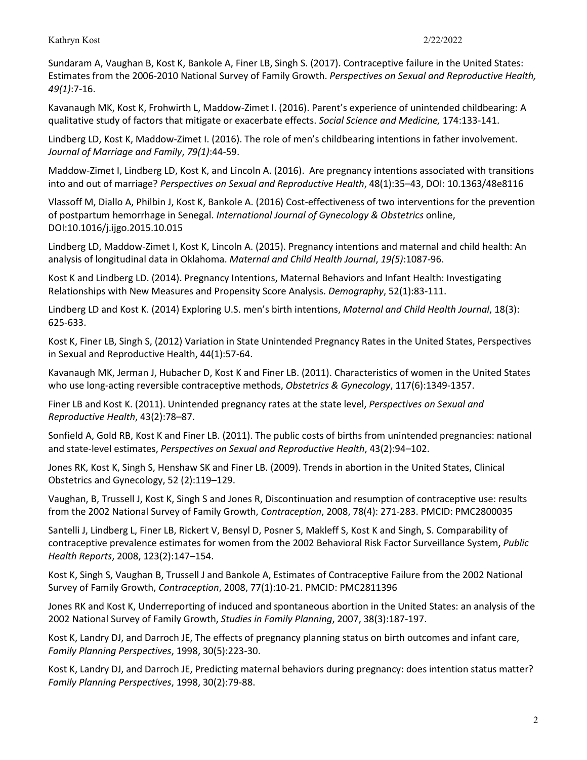Sundaram A, Vaughan B, Kost K, Bankole A, Finer LB, Singh S. (2017). Contraceptive failure in the United States: Estimates from the 2006-2010 National Survey of Family Growth. *Perspectives on Sexual and Reproductive Health, 49(1)*:7-16.

Kavanaugh MK, Kost K, Frohwirth L, Maddow-Zimet I. (2016). Parent's experience of unintended childbearing: A qualitative study of factors that mitigate or exacerbate effects. *Social Science and Medicine,* 174:133-141.

Lindberg LD, Kost K, Maddow-Zimet I. (2016). The role of men's childbearing intentions in father involvement. *Journal of Marriage and Family*, *79(1)*:44-59.

Maddow-Zimet I, Lindberg LD, Kost K, and Lincoln A. (2016). Are pregnancy intentions associated with transitions into and out of marriage? *Perspectives on Sexual and Reproductive Health*, 48(1):35–43, DOI: 10.1363/48e8116

Vlassoff M, Diallo A, Philbin J, Kost K, Bankole A. (2016) Cost-effectiveness of two interventions for the prevention of postpartum hemorrhage in Senegal. *International Journal of Gynecology & Obstetrics* online, DOI:10.1016/j.ijgo.2015.10.015

Lindberg LD, Maddow-Zimet I, Kost K, Lincoln A. (2015). Pregnancy intentions and maternal and child health: An analysis of longitudinal data in Oklahoma. *Maternal and Child Health Journal*, *19(5)*:1087-96.

Kost K and Lindberg LD. (2014). Pregnancy Intentions, Maternal Behaviors and Infant Health: Investigating Relationships with New Measures and Propensity Score Analysis. *Demography*, 52(1):83-111.

Lindberg LD and Kost K. (2014) Exploring U.S. men's birth intentions, *Maternal and Child Health Journal*, 18(3): 625-633.

Kost K, Finer LB, Singh S, (2012) Variation in State Unintended Pregnancy Rates in the United States, Perspectives in Sexual and Reproductive Health, 44(1):57-64.

Kavanaugh MK, Jerman J, Hubacher D, Kost K and Finer LB. (2011). Characteristics of women in the United States who use long-acting reversible contraceptive methods, *Obstetrics & Gynecology*, 117(6):1349-1357.

Finer LB and Kost K. (2011). Unintended pregnancy rates at the state level, *Perspectives on Sexual and Reproductive Health*, 43(2):78–87.

Sonfield A, Gold RB, Kost K and Finer LB. (2011). The public costs of births from unintended pregnancies: national and state-level estimates, *Perspectives on Sexual and Reproductive Health*, 43(2):94–102.

Jones RK, Kost K, Singh S, Henshaw SK and Finer LB. (2009). Trends in abortion in the United States, Clinical Obstetrics and Gynecology, 52 (2):119–129.

Vaughan, B, Trussell J, Kost K, Singh S and Jones R, Discontinuation and resumption of contraceptive use: results from the 2002 National Survey of Family Growth, *Contraception*, 2008, 78(4): 271-283. PMCID: PMC2800035

Santelli J, Lindberg L, Finer LB, Rickert V, Bensyl D, Posner S, Makleff S, Kost K and Singh, S. Comparability of contraceptive prevalence estimates for women from the 2002 Behavioral Risk Factor Surveillance System, *Public Health Reports*, 2008, 123(2):147–154.

Kost K, Singh S, Vaughan B, Trussell J and Bankole A, Estimates of Contraceptive Failure from the 2002 National Survey of Family Growth, *Contraception*, 2008, 77(1):10-21. PMCID: PMC2811396

Jones RK and Kost K, Underreporting of induced and spontaneous abortion in the United States: an analysis of the 2002 National Survey of Family Growth, *Studies in Family Planning*, 2007, 38(3):187-197.

Kost K, Landry DJ, and Darroch JE, The effects of pregnancy planning status on birth outcomes and infant care, *Family Planning Perspectives*, 1998, 30(5):223-30.

Kost K, Landry DJ, and Darroch JE, Predicting maternal behaviors during pregnancy: does intention status matter? *Family Planning Perspectives*, 1998, 30(2):79-88.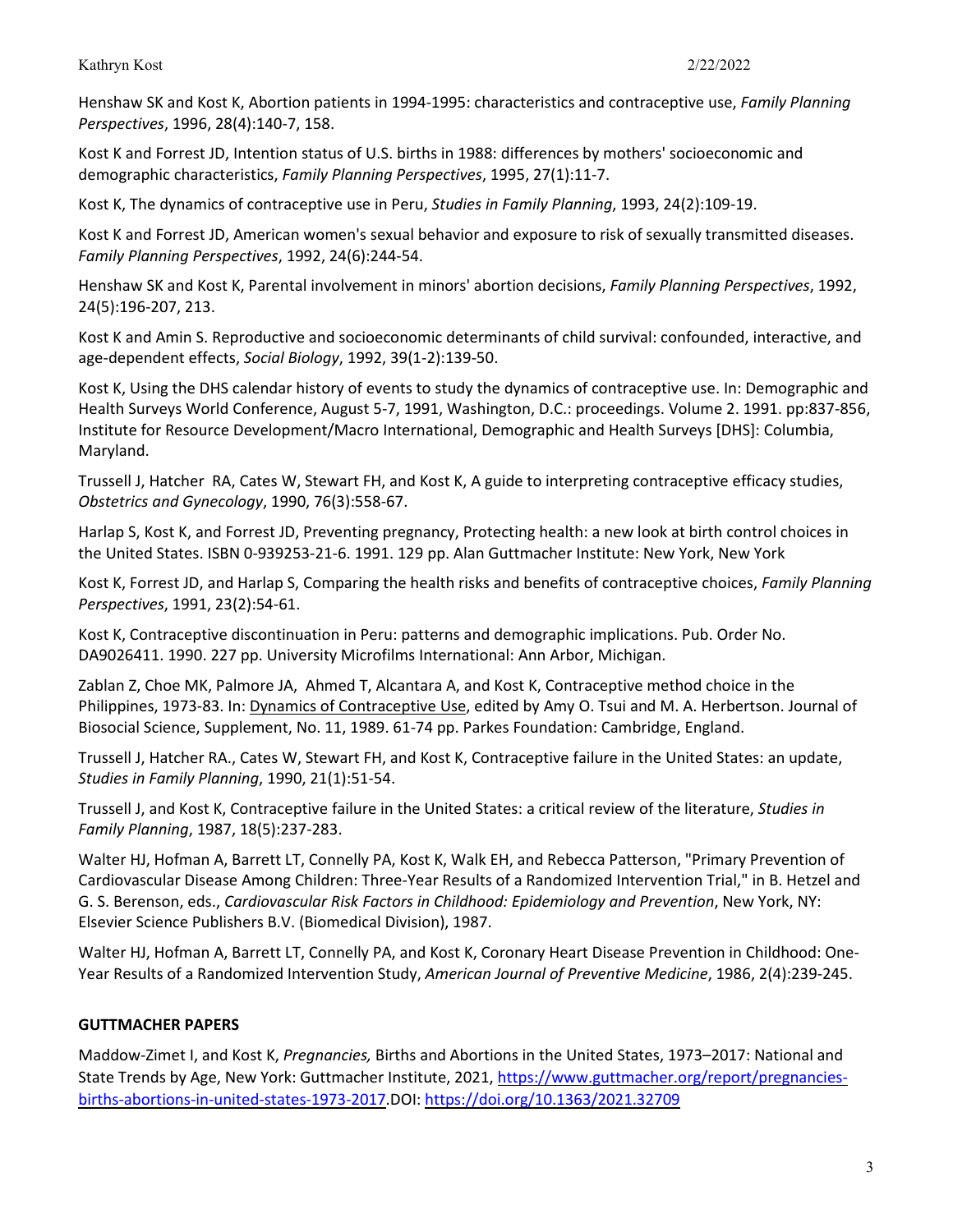Henshaw SK and Kost K, Abortion patients in 1994-1995: characteristics and contraceptive use, *Family Planning Perspectives*, 1996, 28(4):140-7, 158.

Kost K and Forrest JD, Intention status of U.S. births in 1988: differences by mothers' socioeconomic and demographic characteristics, *Family Planning Perspectives*, 1995, 27(1):11-7.

Kost K, The dynamics of contraceptive use in Peru, *Studies in Family Planning*, 1993, 24(2):109-19.

Kost K and Forrest JD, American women's sexual behavior and exposure to risk of sexually transmitted diseases. *Family Planning Perspectives*, 1992, 24(6):244-54.

Henshaw SK and Kost K, Parental involvement in minors' abortion decisions, *Family Planning Perspectives*, 1992, 24(5):196-207, 213.

Kost K and Amin S. Reproductive and socioeconomic determinants of child survival: confounded, interactive, and age-dependent effects, *Social Biology*, 1992, 39(1-2):139-50.

Kost K, Using the DHS calendar history of events to study the dynamics of contraceptive use. In: Demographic and Health Surveys World Conference, August 5-7, 1991, Washington, D.C.: proceedings. Volume 2. 1991. pp:837-856, Institute for Resource Development/Macro International, Demographic and Health Surveys [DHS]: Columbia, Maryland.

Trussell J, Hatcher RA, Cates W, Stewart FH, and Kost K, A guide to interpreting contraceptive efficacy studies, *Obstetrics and Gynecology*, 1990, 76(3):558-67.

Harlap S, Kost K, and Forrest JD, Preventing pregnancy, Protecting health: a new look at birth control choices in the United States. ISBN 0-939253-21-6. 1991. 129 pp. Alan Guttmacher Institute: New York, New York

Kost K, Forrest JD, and Harlap S, Comparing the health risks and benefits of contraceptive choices, *Family Planning Perspectives*, 1991, 23(2):54-61.

Kost K, Contraceptive discontinuation in Peru: patterns and demographic implications. Pub. Order No. DA9026411. 1990. 227 pp. University Microfilms International: Ann Arbor, Michigan.

Zablan Z, Choe MK, Palmore JA, Ahmed T, Alcantara A, and Kost K, Contraceptive method choice in the Philippines, 1973-83. In: Dynamics of Contraceptive Use, edited by Amy O. Tsui and M. A. Herbertson. Journal of Biosocial Science, Supplement, No. 11, 1989. 61-74 pp. Parkes Foundation: Cambridge, England.

Trussell J, Hatcher RA., Cates W, Stewart FH, and Kost K, Contraceptive failure in the United States: an update, *Studies in Family Planning*, 1990, 21(1):51-54.

Trussell J, and Kost K, Contraceptive failure in the United States: a critical review of the literature, *Studies in Family Planning*, 1987, 18(5):237-283.

Walter HJ, Hofman A, Barrett LT, Connelly PA, Kost K, Walk EH, and Rebecca Patterson, "Primary Prevention of Cardiovascular Disease Among Children: Three-Year Results of a Randomized Intervention Trial," in B. Hetzel and G. S. Berenson, eds., *Cardiovascular Risk Factors in Childhood: Epidemiology and Prevention*, New York, NY: Elsevier Science Publishers B.V. (Biomedical Division), 1987.

Walter HJ, Hofman A, Barrett LT, Connelly PA, and Kost K, Coronary Heart Disease Prevention in Childhood: One-Year Results of a Randomized Intervention Study, *American Journal of Preventive Medicine*, 1986, 2(4):239-245.

**GUTTMACHER PAPERS**

Maddow-Zimet I, and Kost K, *Pregnancies,* Births and Abortions in the United States, 1973–2017: National and State Trends by Age, New York: Guttmacher Institute, 2021, https://www.guttmacher.org/report/pregnancies-births-abortions-in-united-states-1973-2017.DOI: https://doi.org/10.1363/2021.32709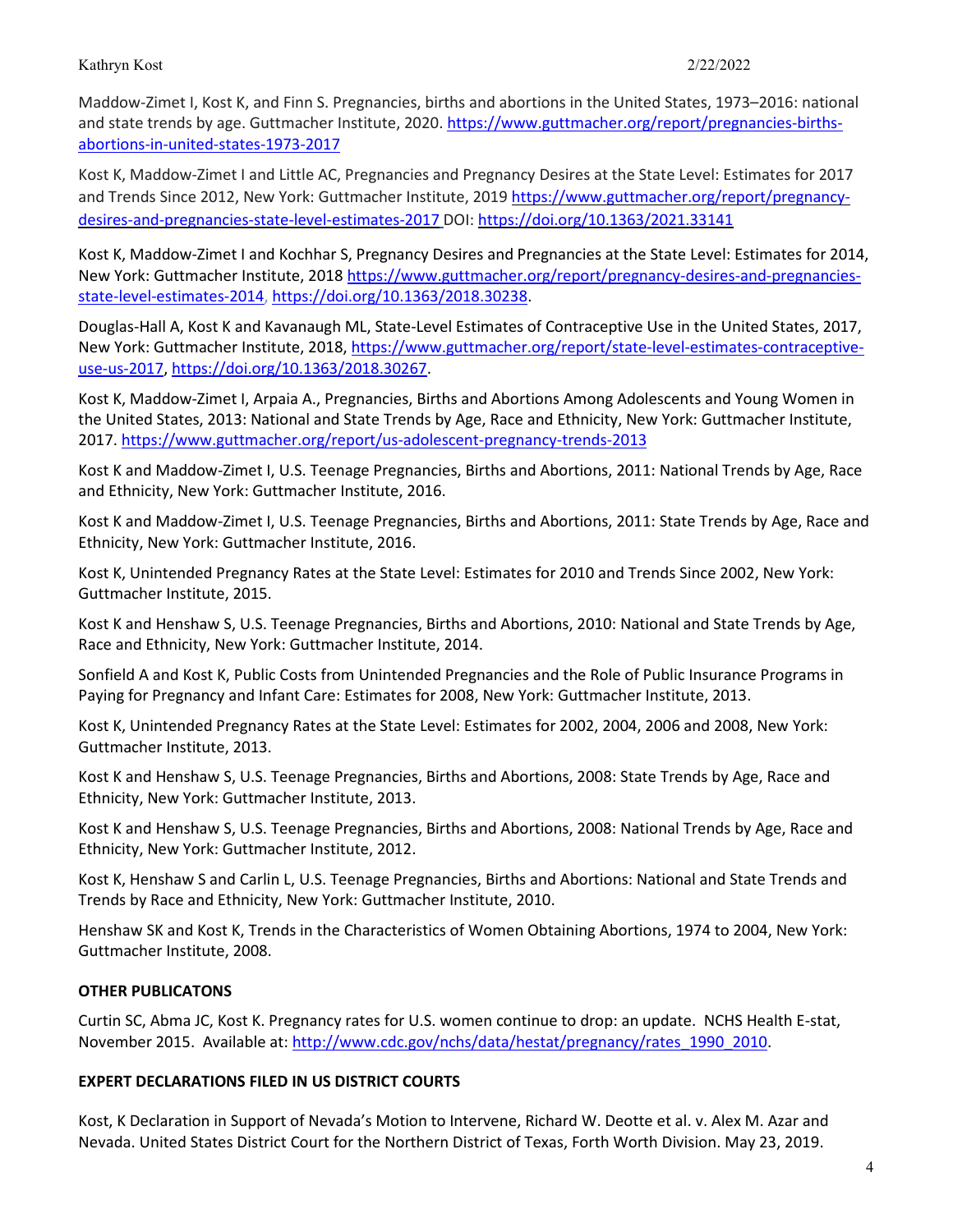Maddow-Zimet I, Kost K, and Finn S. Pregnancies, births and abortions in the United States, 1973–2016: national and state trends by age. Guttmacher Institute, 2020. https://www.guttmacher.org/report/pregnancies-births-abortions-in-united-states-1973-2017

Kost K, Maddow-Zimet I and Little AC, Pregnancies and Pregnancy Desires at the State Level: Estimates for 2017 and Trends Since 2012, New York: Guttmacher Institute, 2019 https://www.guttmacher.org/report/pregnancy-desires-and-pregnancies-state-level-estimates-2017 DOI: https://doi.org/10.1363/2021.33141

Kost K, Maddow-Zimet I and Kochhar S, Pregnancy Desires and Pregnancies at the State Level: Estimates for 2014, New York: Guttmacher Institute, 2018 https://www.guttmacher.org/report/pregnancy-desires-and-pregnancies-state-level-estimates-2014, https://doi.org/10.1363/2018.30238.

Douglas-Hall A, Kost K and Kavanaugh ML, State-Level Estimates of Contraceptive Use in the United States, 2017, New York: Guttmacher Institute, 2018, https://www.guttmacher.org/report/state-level-estimates-contraceptive-use-us-2017, https://doi.org/10.1363/2018.30267.

Kost K, Maddow-Zimet I, Arpaia A., Pregnancies, Births and Abortions Among Adolescents and Young Women in the United States, 2013: National and State Trends by Age, Race and Ethnicity, New York: Guttmacher Institute, 2017. https://www.guttmacher.org/report/us-adolescent-pregnancy-trends-2013

Kost K and Maddow-Zimet I, U.S. Teenage Pregnancies, Births and Abortions, 2011: National Trends by Age, Race and Ethnicity, New York: Guttmacher Institute, 2016.

Kost K and Maddow-Zimet I, U.S. Teenage Pregnancies, Births and Abortions, 2011: State Trends by Age, Race and Ethnicity, New York: Guttmacher Institute, 2016.

Kost K, Unintended Pregnancy Rates at the State Level: Estimates for 2010 and Trends Since 2002, New York: Guttmacher Institute, 2015.

Kost K and Henshaw S, U.S. Teenage Pregnancies, Births and Abortions, 2010: National and State Trends by Age, Race and Ethnicity, New York: Guttmacher Institute, 2014.

Sonfield A and Kost K, Public Costs from Unintended Pregnancies and the Role of Public Insurance Programs in Paying for Pregnancy and Infant Care: Estimates for 2008, New York: Guttmacher Institute, 2013.

Kost K, Unintended Pregnancy Rates at the State Level: Estimates for 2002, 2004, 2006 and 2008, New York: Guttmacher Institute, 2013.

Kost K and Henshaw S, U.S. Teenage Pregnancies, Births and Abortions, 2008: State Trends by Age, Race and Ethnicity, New York: Guttmacher Institute, 2013.

Kost K and Henshaw S, U.S. Teenage Pregnancies, Births and Abortions, 2008: National Trends by Age, Race and Ethnicity, New York: Guttmacher Institute, 2012.

Kost K, Henshaw S and Carlin L, U.S. Teenage Pregnancies, Births and Abortions: National and State Trends and Trends by Race and Ethnicity, New York: Guttmacher Institute, 2010.

Henshaw SK and Kost K, Trends in the Characteristics of Women Obtaining Abortions, 1974 to 2004, New York: Guttmacher Institute, 2008.

**OTHER PUBLICATONS**

Curtin SC, Abma JC, Kost K. Pregnancy rates for U.S. women continue to drop: an update. NCHS Health E-stat, November 2015. Available at: http://www.cdc.gov/nchs/data/hestat/pregnancy/rates_1990_2010.

**EXPERT DECLARATIONS FILED IN US DISTRICT COURTS**

Kost, K Declaration in Support of Nevada's Motion to Intervene, Richard W. Deotte et al. v. Alex M. Azar and Nevada. United States District Court for the Northern District of Texas, Forth Worth Division. May 23, 2019.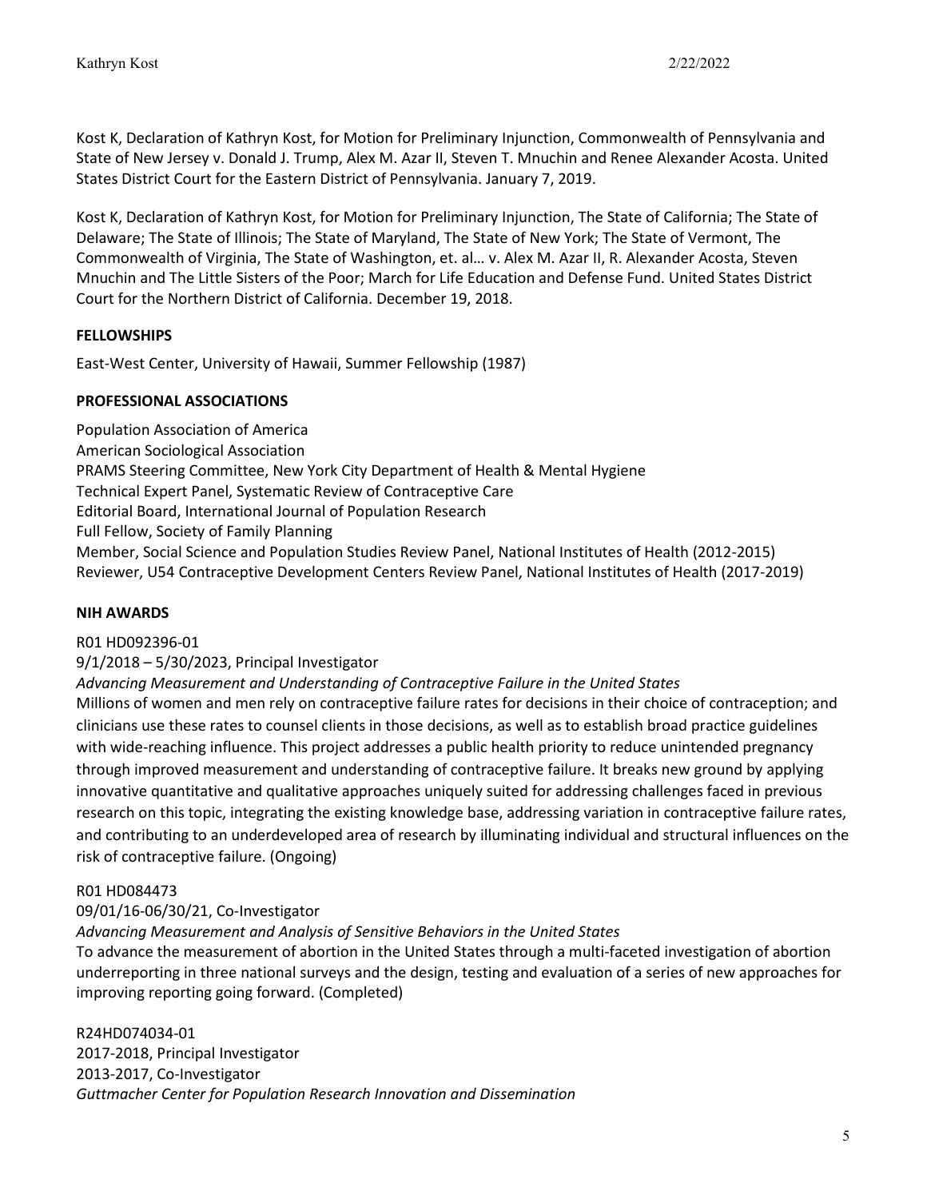Kost K, Declaration of Kathryn Kost, for Motion for Preliminary Injunction, Commonwealth of Pennsylvania and State of New Jersey v. Donald J. Trump, Alex M. Azar II, Steven T. Mnuchin and Renee Alexander Acosta. United States District Court for the Eastern District of Pennsylvania. January 7, 2019.

Kost K, Declaration of Kathryn Kost, for Motion for Preliminary Injunction, The State of California; The State of Delaware; The State of Illinois; The State of Maryland, The State of New York; The State of Vermont, The Commonwealth of Virginia, The State of Washington, et. al… v. Alex M. Azar II, R. Alexander Acosta, Steven Mnuchin and The Little Sisters of the Poor; March for Life Education and Defense Fund. United States District Court for the Northern District of California. December 19, 2018.

## FELLOWSHIPS

East-West Center, University of Hawaii, Summer Fellowship (1987)

## PROFESSIONAL ASSOCIATIONS

Population Association of America
American Sociological Association
PRAMS Steering Committee, New York City Department of Health & Mental Hygiene
Technical Expert Panel, Systematic Review of Contraceptive Care
Editorial Board, International Journal of Population Research
Full Fellow, Society of Family Planning
Member, Social Science and Population Studies Review Panel, National Institutes of Health (2012-2015)
Reviewer, U54 Contraceptive Development Centers Review Panel, National Institutes of Health (2017-2019)

## NIH AWARDS

R01 HD092396-01
9/1/2018 – 5/30/2023, Principal Investigator
*Advancing Measurement and Understanding of Contraceptive Failure in the United States*
Millions of women and men rely on contraceptive failure rates for decisions in their choice of contraception; and clinicians use these rates to counsel clients in those decisions, as well as to establish broad practice guidelines with wide-reaching influence. This project addresses a public health priority to reduce unintended pregnancy through improved measurement and understanding of contraceptive failure. It breaks new ground by applying innovative quantitative and qualitative approaches uniquely suited for addressing challenges faced in previous research on this topic, integrating the existing knowledge base, addressing variation in contraceptive failure rates, and contributing to an underdeveloped area of research by illuminating individual and structural influences on the risk of contraceptive failure. (Ongoing)

R01 HD084473
09/01/16-06/30/21, Co-Investigator
*Advancing Measurement and Analysis of Sensitive Behaviors in the United States*
To advance the measurement of abortion in the United States through a multi-faceted investigation of abortion underreporting in three national surveys and the design, testing and evaluation of a series of new approaches for improving reporting going forward. (Completed)

R24HD074034-01
2017-2018, Principal Investigator
2013-2017, Co-Investigator
*Guttmacher Center for Population Research Innovation and Dissemination*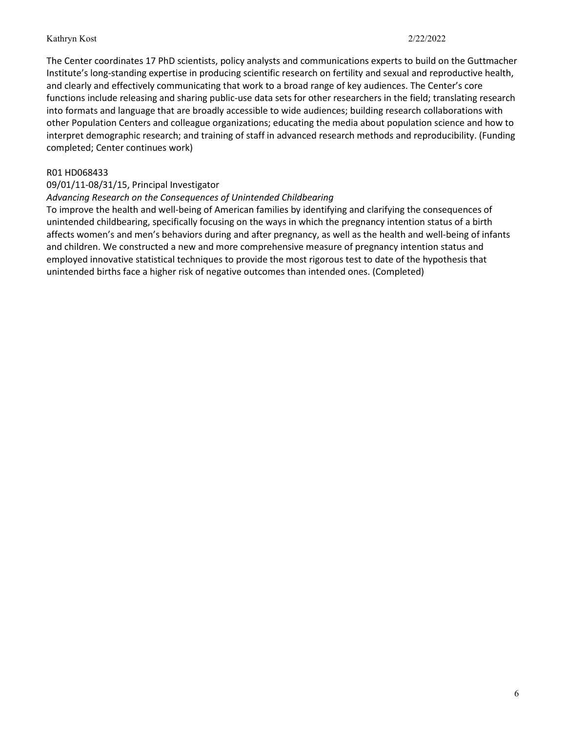The Center coordinates 17 PhD scientists, policy analysts and communications experts to build on the Guttmacher Institute's long-standing expertise in producing scientific research on fertility and sexual and reproductive health, and clearly and effectively communicating that work to a broad range of key audiences. The Center's core functions include releasing and sharing public-use data sets for other researchers in the field; translating research into formats and language that are broadly accessible to wide audiences; building research collaborations with other Population Centers and colleague organizations; educating the media about population science and how to interpret demographic research; and training of staff in advanced research methods and reproducibility. (Funding completed; Center continues work)

R01 HD068433
09/01/11-08/31/15, Principal Investigator
*Advancing Research on the Consequences of Unintended Childbearing*
To improve the health and well-being of American families by identifying and clarifying the consequences of unintended childbearing, specifically focusing on the ways in which the pregnancy intention status of a birth affects women's and men's behaviors during and after pregnancy, as well as the health and well-being of infants and children. We constructed a new and more comprehensive measure of pregnancy intention status and employed innovative statistical techniques to provide the most rigorous test to date of the hypothesis that unintended births face a higher risk of negative outcomes than intended ones. (Completed)